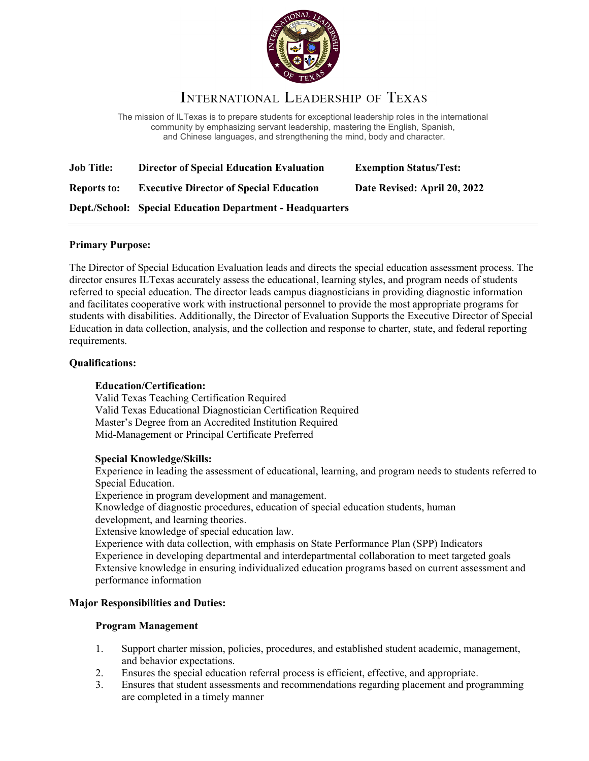# International Leadership of Texas

The mission of ILTexas is to prepare students for exceptional leadership roles in the international community by emphasizing servant leadership, mastering the English, Spanish, and Chinese languages, and strengthening the mind, body and character.

**Job Title:** **Director of Special Education Evaluation**

**Exemption Status/Test:**

**Reports to:** **Executive Director of Special Education**

**Date Revised: April 20, 2022**

**Dept./School:** **Special Education Department - Headquarters**

---

**Primary Purpose:**

The Director of Special Education Evaluation leads and directs the special education assessment process. The director ensures ILTexas accurately assess the educational, learning styles, and program needs of students referred to special education. The director leads campus diagnosticians in providing diagnostic information and facilitates cooperative work with instructional personnel to provide the most appropriate programs for students with disabilities. Additionally, the Director of Evaluation Supports the Executive Director of Special Education in data collection, analysis, and the collection and response to charter, state, and federal reporting requirements.

**Qualifications:**

**Education/Certification:**
Valid Texas Teaching Certification Required
Valid Texas Educational Diagnostician Certification Required
Master's Degree from an Accredited Institution Required
Mid-Management or Principal Certificate Preferred

**Special Knowledge/Skills:**
Experience in leading the assessment of educational, learning, and program needs to students referred to Special Education.
Experience in program development and management.
Knowledge of diagnostic procedures, education of special education students, human development, and learning theories.
Extensive knowledge of special education law.
Experience with data collection, with emphasis on State Performance Plan (SPP) Indicators
Experience in developing departmental and interdepartmental collaboration to meet targeted goals
Extensive knowledge in ensuring individualized education programs based on current assessment and performance information

**Major Responsibilities and Duties:**

**Program Management**

1. Support charter mission, policies, procedures, and established student academic, management, and behavior expectations.
2. Ensures the special education referral process is efficient, effective, and appropriate.
3. Ensures that student assessments and recommendations regarding placement and programming are completed in a timely manner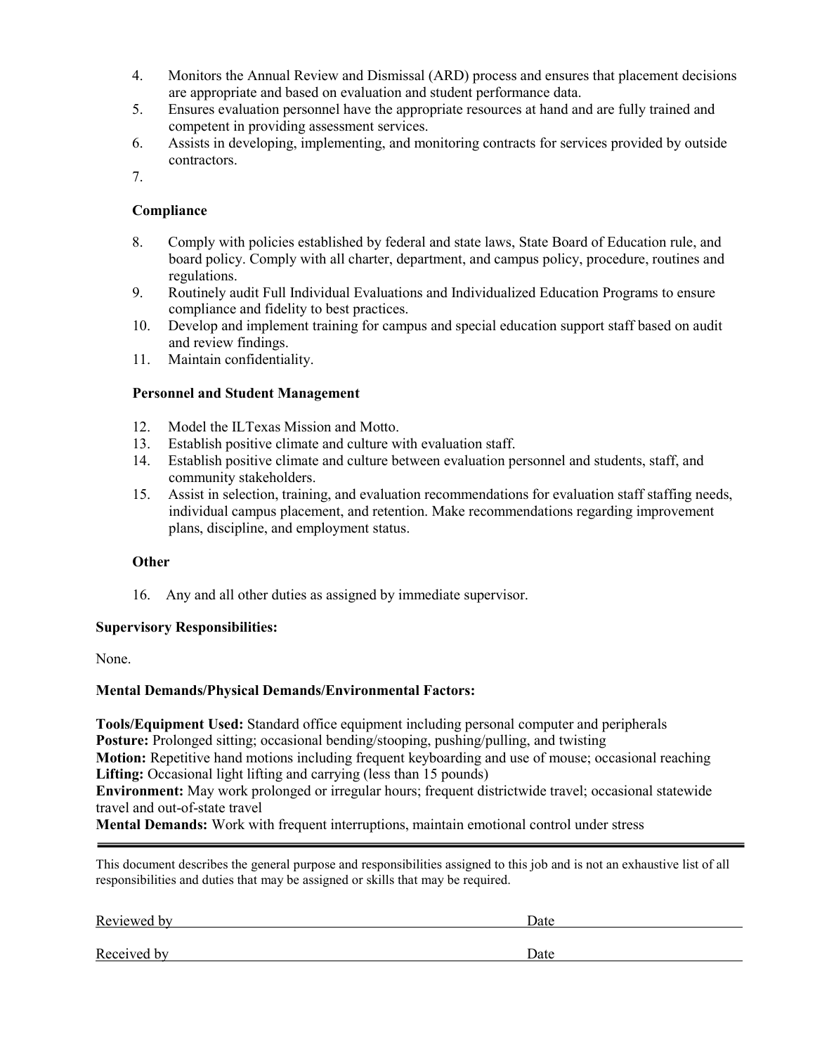4. Monitors the Annual Review and Dismissal (ARD) process and ensures that placement decisions are appropriate and based on evaluation and student performance data.
5. Ensures evaluation personnel have the appropriate resources at hand and are fully trained and competent in providing assessment services.
6. Assists in developing, implementing, and monitoring contracts for services provided by outside contractors.
7. 

**Compliance**

8. Comply with policies established by federal and state laws, State Board of Education rule, and board policy. Comply with all charter, department, and campus policy, procedure, routines and regulations.
9. Routinely audit Full Individual Evaluations and Individualized Education Programs to ensure compliance and fidelity to best practices.
10. Develop and implement training for campus and special education support staff based on audit and review findings.
11. Maintain confidentiality.

**Personnel and Student Management**

12. Model the ILTexas Mission and Motto.
13. Establish positive climate and culture with evaluation staff.
14. Establish positive climate and culture between evaluation personnel and students, staff, and community stakeholders.
15. Assist in selection, training, and evaluation recommendations for evaluation staff staffing needs, individual campus placement, and retention. Make recommendations regarding improvement plans, discipline, and employment status.

**Other**

16. Any and all other duties as assigned by immediate supervisor.

**Supervisory Responsibilities:**

None.

**Mental Demands/Physical Demands/Environmental Factors:**

**Tools/Equipment Used:** Standard office equipment including personal computer and peripherals
**Posture:** Prolonged sitting; occasional bending/stooping, pushing/pulling, and twisting
**Motion:** Repetitive hand motions including frequent keyboarding and use of mouse; occasional reaching
**Lifting:** Occasional light lifting and carrying (less than 15 pounds)
**Environment:** May work prolonged or irregular hours; frequent districtwide travel; occasional statewide travel and out-of-state travel
**Mental Demands:** Work with frequent interruptions, maintain emotional control under stress

---

This document describes the general purpose and responsibilities assigned to this job and is not an exhaustive list of all responsibilities and duties that may be assigned or skills that may be required.

Reviewed by ____________________ Date ____________________

Received by ____________________ Date ____________________